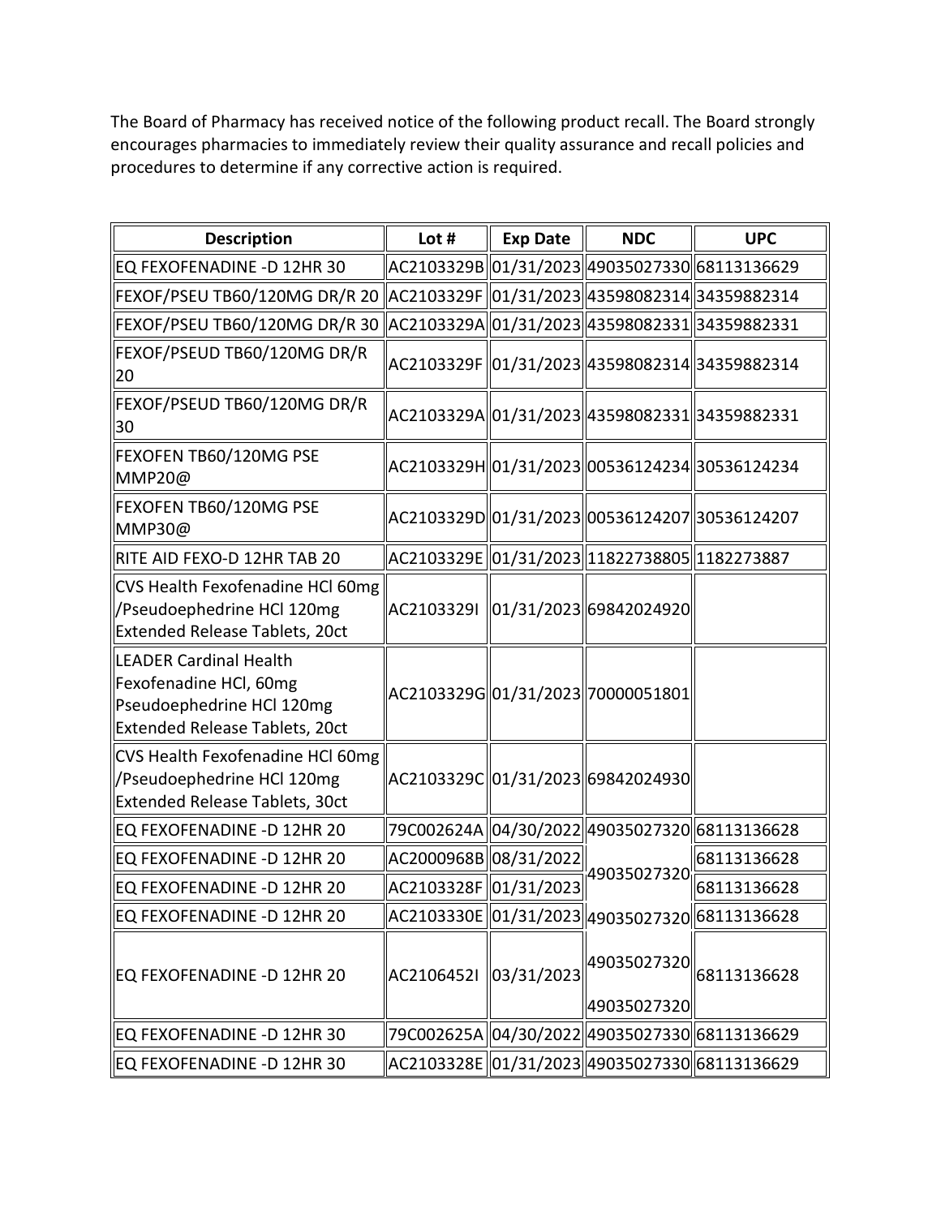The Board of Pharmacy has received notice of the following product recall. The Board strongly encourages pharmacies to immediately review their quality assurance and recall policies and procedures to determine if any corrective action is required.

| Description | Lot # | Exp Date | NDC | UPC |
|---|---|---|---|---|
| EQ FEXOFENADINE -D 12HR 30 | AC2103329B | 01/31/2023 | 49035027330 | 68113136629 |
| FEXOF/PSEU TB60/120MG DR/R 20 | AC2103329F | 01/31/2023 | 43598082314 | 34359882314 |
| FEXOF/PSEU TB60/120MG DR/R 30 | AC2103329A | 01/31/2023 | 43598082331 | 34359882331 |
| FEXOF/PSEUD TB60/120MG DR/R 20 | AC2103329F | 01/31/2023 | 43598082314 | 34359882314 |
| FEXOF/PSEUD TB60/120MG DR/R 30 | AC2103329A | 01/31/2023 | 43598082331 | 34359882331 |
| FEXOFEN TB60/120MG PSE MMP20@ | AC2103329H | 01/31/2023 | 00536124234 | 30536124234 |
| FEXOFEN TB60/120MG PSE MMP30@ | AC2103329D | 01/31/2023 | 00536124207 | 30536124207 |
| RITE AID FEXO-D 12HR TAB 20 | AC2103329E | 01/31/2023 | 11822738805 | 1182273887 |
| CVS Health Fexofenadine HCl 60mg /Pseudoephedrine HCl 120mg Extended Release Tablets, 20ct | AC2103329I | 01/31/2023 | 69842024920 | |
| LEADER Cardinal Health Fexofenadine HCl, 60mg Pseudoephedrine HCl 120mg Extended Release Tablets, 20ct | AC2103329G | 01/31/2023 | 70000051801 | |
| CVS Health Fexofenadine HCl 60mg /Pseudoephedrine HCl 120mg Extended Release Tablets, 30ct | AC2103329C | 01/31/2023 | 69842024930 | |
| EQ FEXOFENADINE -D 12HR 20 | 79C002624A | 04/30/2022 | 49035027320 | 68113136628 |
| EQ FEXOFENADINE -D 12HR 20 | AC2000968B | 08/31/2022 | 49035027320 | 68113136628 |
| EQ FEXOFENADINE -D 12HR 20 | AC2103328F | 01/31/2023 | | 68113136628 |
| EQ FEXOFENADINE -D 12HR 20 | AC2103330E | 01/31/2023 | 49035027320 | 68113136628 |
| EQ FEXOFENADINE -D 12HR 20 | AC2106452I | 03/31/2023 | 49035027320 49035027320 | 68113136628 |
| EQ FEXOFENADINE -D 12HR 30 | 79C002625A | 04/30/2022 | 49035027330 | 68113136629 |
| EQ FEXOFENADINE -D 12HR 30 | AC2103328E | 01/31/2023 | 49035027330 | 68113136629 |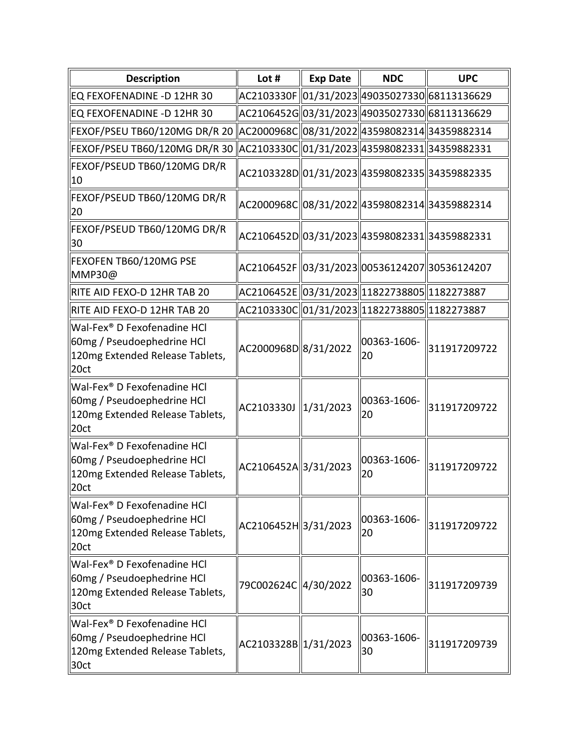| Description | Lot # | Exp Date | NDC | UPC |
| --- | --- | --- | --- | --- |
| EQ FEXOFENADINE -D 12HR 30 | AC2103330F | 01/31/2023 | 49035027330 | 68113136629 |
| EQ FEXOFENADINE -D 12HR 30 | AC2106452G | 03/31/2023 | 49035027330 | 68113136629 |
| FEXOF/PSEU TB60/120MG DR/R 20 | AC2000968C | 08/31/2022 | 43598082314 | 34359882314 |
| FEXOF/PSEU TB60/120MG DR/R 30 | AC2103330C | 01/31/2023 | 43598082331 | 34359882331 |
| FEXOF/PSEUD TB60/120MG DR/R 10 | AC2103328D | 01/31/2023 | 43598082335 | 34359882335 |
| FEXOF/PSEUD TB60/120MG DR/R 20 | AC2000968C | 08/31/2022 | 43598082314 | 34359882314 |
| FEXOF/PSEUD TB60/120MG DR/R 30 | AC2106452D | 03/31/2023 | 43598082331 | 34359882331 |
| FEXOFEN TB60/120MG PSE MMP30@ | AC2106452F | 03/31/2023 | 00536124207 | 30536124207 |
| RITE AID FEXO-D 12HR TAB 20 | AC2106452E | 03/31/2023 | 11822738805 | 1182273887 |
| RITE AID FEXO-D 12HR TAB 20 | AC2103330C | 01/31/2023 | 11822738805 | 1182273887 |
| Wal-Fex® D Fexofenadine HCl 60mg / Pseudoephedrine HCl 120mg Extended Release Tablets, 20ct | AC2000968D | 8/31/2022 | 00363-1606-20 | 311917209722 |
| Wal-Fex® D Fexofenadine HCl 60mg / Pseudoephedrine HCl 120mg Extended Release Tablets, 20ct | AC2103330J | 1/31/2023 | 00363-1606-20 | 311917209722 |
| Wal-Fex® D Fexofenadine HCl 60mg / Pseudoephedrine HCl 120mg Extended Release Tablets, 20ct | AC2106452A | 3/31/2023 | 00363-1606-20 | 311917209722 |
| Wal-Fex® D Fexofenadine HCl 60mg / Pseudoephedrine HCl 120mg Extended Release Tablets, 20ct | AC2106452H | 3/31/2023 | 00363-1606-20 | 311917209722 |
| Wal-Fex® D Fexofenadine HCl 60mg / Pseudoephedrine HCl 120mg Extended Release Tablets, 30ct | 79C002624C | 4/30/2022 | 00363-1606-30 | 311917209739 |
| Wal-Fex® D Fexofenadine HCl 60mg / Pseudoephedrine HCl 120mg Extended Release Tablets, 30ct | AC2103328B | 1/31/2023 | 00363-1606-30 | 311917209739 |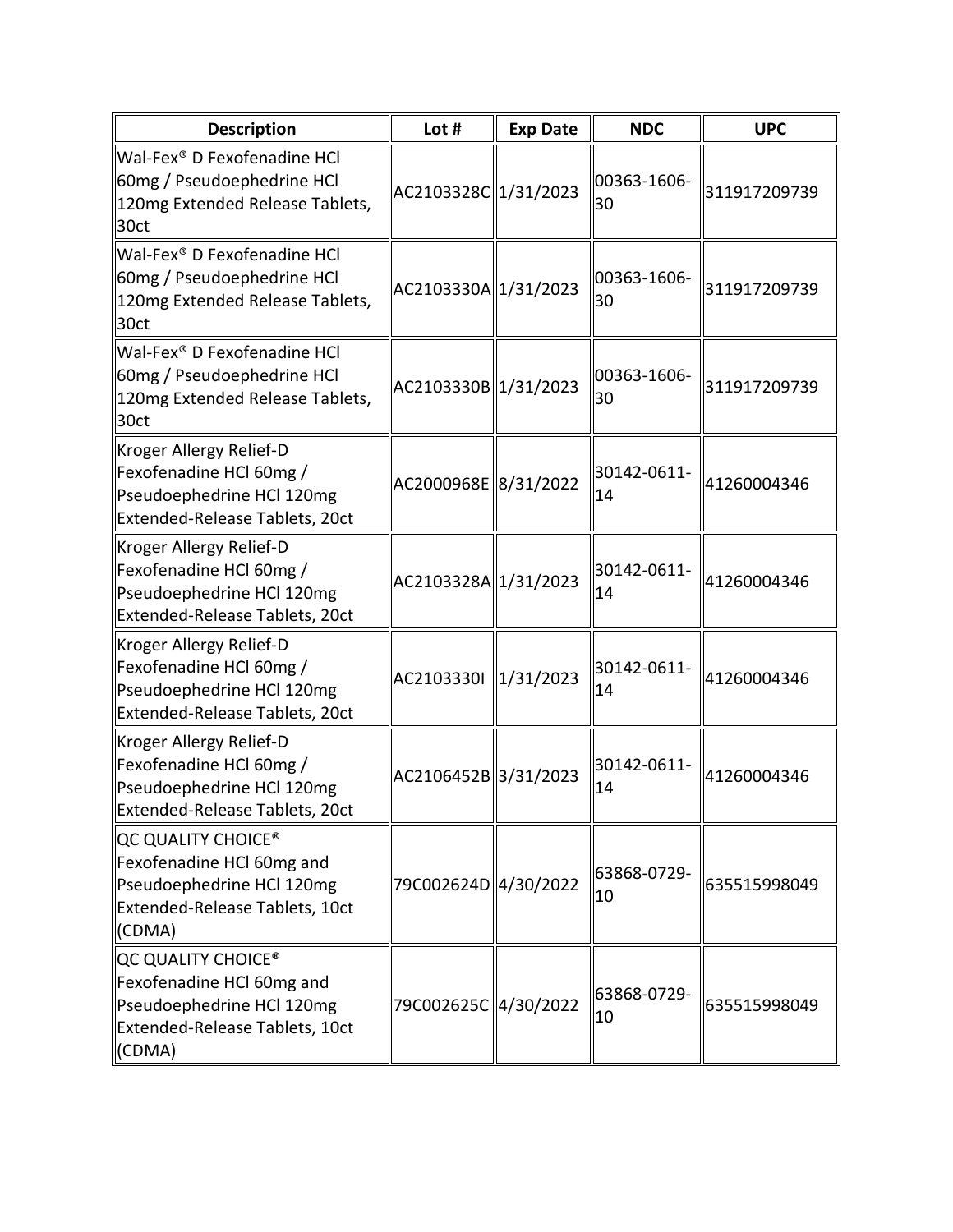| Description | Lot # | Exp Date | NDC | UPC |
|---|---|---|---|---|
| Wal-Fex® D Fexofenadine HCl 60mg / Pseudoephedrine HCl 120mg Extended Release Tablets, 30ct | AC2103328C | 1/31/2023 | 00363-1606-30 | 311917209739 |
| Wal-Fex® D Fexofenadine HCl 60mg / Pseudoephedrine HCl 120mg Extended Release Tablets, 30ct | AC2103330A | 1/31/2023 | 00363-1606-30 | 311917209739 |
| Wal-Fex® D Fexofenadine HCl 60mg / Pseudoephedrine HCl 120mg Extended Release Tablets, 30ct | AC2103330B | 1/31/2023 | 00363-1606-30 | 311917209739 |
| Kroger Allergy Relief-D Fexofenadine HCl 60mg / Pseudoephedrine HCl 120mg Extended-Release Tablets, 20ct | AC2000968E | 8/31/2022 | 30142-0611-14 | 41260004346 |
| Kroger Allergy Relief-D Fexofenadine HCl 60mg / Pseudoephedrine HCl 120mg Extended-Release Tablets, 20ct | AC2103328A | 1/31/2023 | 30142-0611-14 | 41260004346 |
| Kroger Allergy Relief-D Fexofenadine HCl 60mg / Pseudoephedrine HCl 120mg Extended-Release Tablets, 20ct | AC2103330I | 1/31/2023 | 30142-0611-14 | 41260004346 |
| Kroger Allergy Relief-D Fexofenadine HCl 60mg / Pseudoephedrine HCl 120mg Extended-Release Tablets, 20ct | AC2106452B | 3/31/2023 | 30142-0611-14 | 41260004346 |
| QC QUALITY CHOICE® Fexofenadine HCl 60mg and Pseudoephedrine HCl 120mg Extended-Release Tablets, 10ct (CDMA) | 79C002624D | 4/30/2022 | 63868-0729-10 | 635515998049 |
| QC QUALITY CHOICE® Fexofenadine HCl 60mg and Pseudoephedrine HCl 120mg Extended-Release Tablets, 10ct (CDMA) | 79C002625C | 4/30/2022 | 63868-0729-10 | 635515998049 |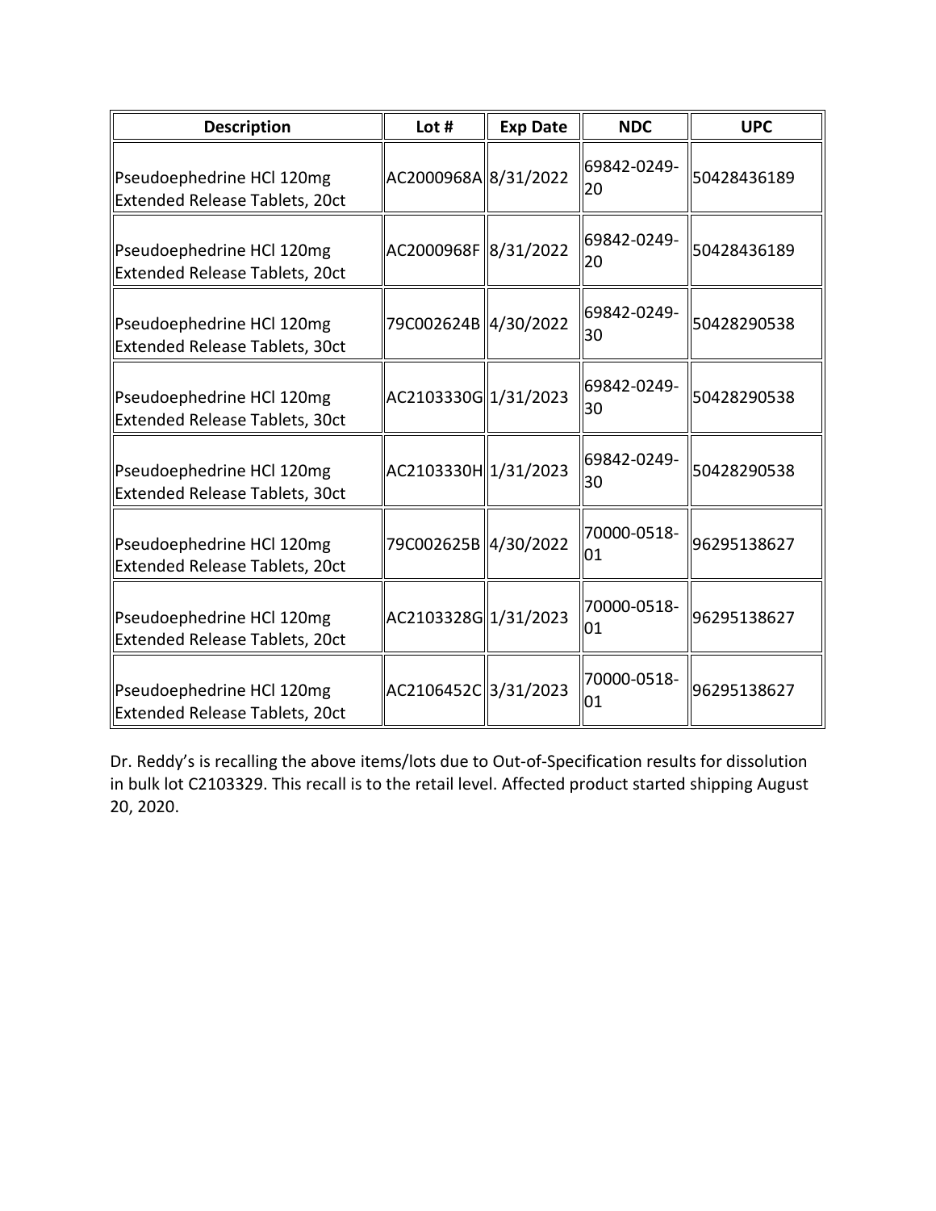| Description | Lot # | Exp Date | NDC | UPC |
|---|---|---|---|---|
| Pseudoephedrine HCl 120mg Extended Release Tablets, 20ct | AC2000968A | 8/31/2022 | 69842-0249-20 | 50428436189 |
| Pseudoephedrine HCl 120mg Extended Release Tablets, 20ct | AC2000968F | 8/31/2022 | 69842-0249-20 | 50428436189 |
| Pseudoephedrine HCl 120mg Extended Release Tablets, 30ct | 79C002624B | 4/30/2022 | 69842-0249-30 | 50428290538 |
| Pseudoephedrine HCl 120mg Extended Release Tablets, 30ct | AC2103330G | 1/31/2023 | 69842-0249-30 | 50428290538 |
| Pseudoephedrine HCl 120mg Extended Release Tablets, 30ct | AC2103330H | 1/31/2023 | 69842-0249-30 | 50428290538 |
| Pseudoephedrine HCl 120mg Extended Release Tablets, 20ct | 79C002625B | 4/30/2022 | 70000-0518-01 | 96295138627 |
| Pseudoephedrine HCl 120mg Extended Release Tablets, 20ct | AC2103328G | 1/31/2023 | 70000-0518-01 | 96295138627 |
| Pseudoephedrine HCl 120mg Extended Release Tablets, 20ct | AC2106452C | 3/31/2023 | 70000-0518-01 | 96295138627 |

Dr. Reddy's is recalling the above items/lots due to Out-of-Specification results for dissolution in bulk lot C2103329. This recall is to the retail level. Affected product started shipping August 20, 2020.